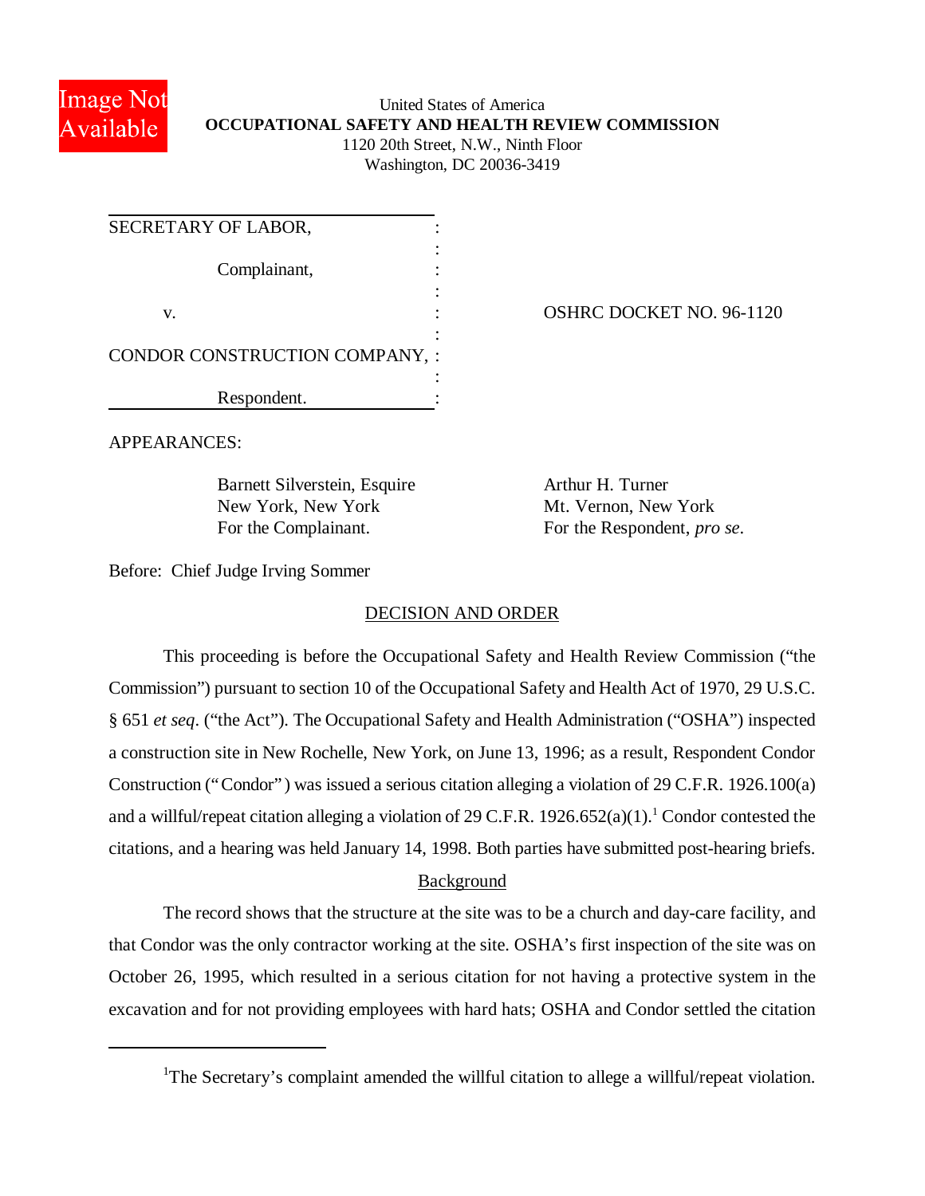United States of America
**OCCUPATIONAL SAFETY AND HEALTH REVIEW COMMISSION**
1120 20th Street, N.W., Ninth Floor
Washington, DC 20036-3419

| | |
|---|---|
| SECRETARY OF LABOR, Complainant, | |
| v. | OSHRC DOCKET NO. 96-1120 |
| CONDOR CONSTRUCTION COMPANY, Respondent. | |

APPEARANCES:

Barnett Silverstein, Esquire
New York, New York
For the Complainant.

Arthur H. Turner
Mt. Vernon, New York
For the Respondent, *pro se*.

Before: Chief Judge Irving Sommer

## DECISION AND ORDER

This proceeding is before the Occupational Safety and Health Review Commission ("the Commission") pursuant to section 10 of the Occupational Safety and Health Act of 1970, 29 U.S.C. § 651 *et seq*. ("the Act"). The Occupational Safety and Health Administration ("OSHA") inspected a construction site in New Rochelle, New York, on June 13, 1996; as a result, Respondent Condor Construction ("Condor") was issued a serious citation alleging a violation of 29 C.F.R. 1926.100(a) and a willful/repeat citation alleging a violation of 29 C.F.R. 1926.652(a)(1).[1] Condor contested the citations, and a hearing was held January 14, 1998. Both parties have submitted post-hearing briefs.

### Background

The record shows that the structure at the site was to be a church and day-care facility, and that Condor was the only contractor working at the site. OSHA's first inspection of the site was on October 26, 1995, which resulted in a serious citation for not having a protective system in the excavation and for not providing employees with hard hats; OSHA and Condor settled the citation

---

[1]The Secretary's complaint amended the willful citation to allege a willful/repeat violation.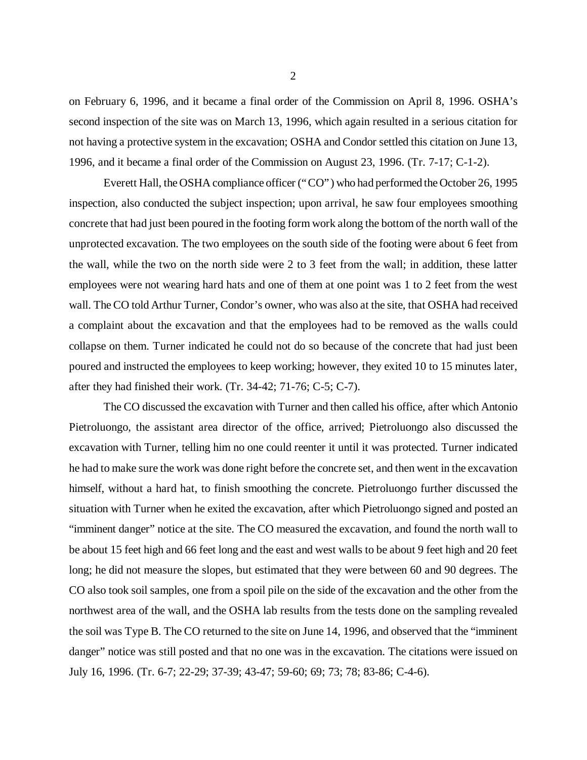on February 6, 1996, and it became a final order of the Commission on April 8, 1996. OSHA's second inspection of the site was on March 13, 1996, which again resulted in a serious citation for not having a protective system in the excavation; OSHA and Condor settled this citation on June 13, 1996, and it became a final order of the Commission on August 23, 1996. (Tr. 7-17; C-1-2).

Everett Hall, the OSHA compliance officer ("CO") who had performed the October 26, 1995 inspection, also conducted the subject inspection; upon arrival, he saw four employees smoothing concrete that had just been poured in the footing form work along the bottom of the north wall of the unprotected excavation. The two employees on the south side of the footing were about 6 feet from the wall, while the two on the north side were 2 to 3 feet from the wall; in addition, these latter employees were not wearing hard hats and one of them at one point was 1 to 2 feet from the west wall. The CO told Arthur Turner, Condor's owner, who was also at the site, that OSHA had received a complaint about the excavation and that the employees had to be removed as the walls could collapse on them. Turner indicated he could not do so because of the concrete that had just been poured and instructed the employees to keep working; however, they exited 10 to 15 minutes later, after they had finished their work. (Tr. 34-42; 71-76; C-5; C-7).

The CO discussed the excavation with Turner and then called his office, after which Antonio Pietroluongo, the assistant area director of the office, arrived; Pietroluongo also discussed the excavation with Turner, telling him no one could reenter it until it was protected. Turner indicated he had to make sure the work was done right before the concrete set, and then went in the excavation himself, without a hard hat, to finish smoothing the concrete. Pietroluongo further discussed the situation with Turner when he exited the excavation, after which Pietroluongo signed and posted an "imminent danger" notice at the site. The CO measured the excavation, and found the north wall to be about 15 feet high and 66 feet long and the east and west walls to be about 9 feet high and 20 feet long; he did not measure the slopes, but estimated that they were between 60 and 90 degrees. The CO also took soil samples, one from a spoil pile on the side of the excavation and the other from the northwest area of the wall, and the OSHA lab results from the tests done on the sampling revealed the soil was Type B. The CO returned to the site on June 14, 1996, and observed that the "imminent danger" notice was still posted and that no one was in the excavation. The citations were issued on July 16, 1996. (Tr. 6-7; 22-29; 37-39; 43-47; 59-60; 69; 73; 78; 83-86; C-4-6).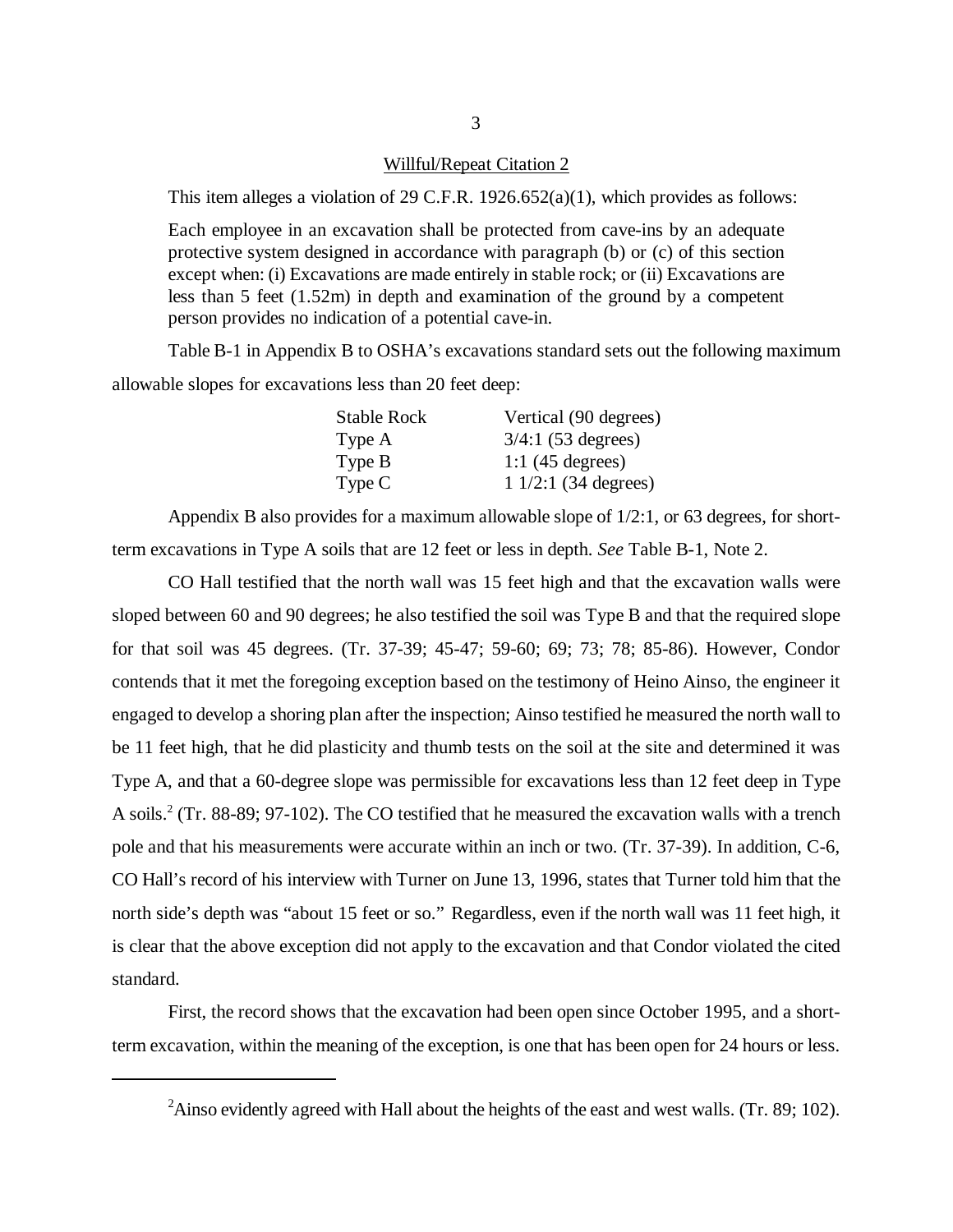## Willful/Repeat Citation 2

This item alleges a violation of 29 C.F.R. 1926.652(a)(1), which provides as follows:

> Each employee in an excavation shall be protected from cave-ins by an adequate protective system designed in accordance with paragraph (b) or (c) of this section except when: (i) Excavations are made entirely in stable rock; or (ii) Excavations are less than 5 feet (1.52m) in depth and examination of the ground by a competent person provides no indication of a potential cave-in.

Table B-1 in Appendix B to OSHA's excavations standard sets out the following maximum allowable slopes for excavations less than 20 feet deep:

| | |
|---|---|
| Stable Rock | Vertical (90 degrees) |
| Type A | 3/4:1 (53 degrees) |
| Type B | 1:1 (45 degrees) |
| Type C | 1 1/2:1 (34 degrees) |

Appendix B also provides for a maximum allowable slope of 1/2:1, or 63 degrees, for short-term excavations in Type A soils that are 12 feet or less in depth. *See* Table B-1, Note 2.

CO Hall testified that the north wall was 15 feet high and that the excavation walls were sloped between 60 and 90 degrees; he also testified the soil was Type B and that the required slope for that soil was 45 degrees. (Tr. 37-39; 45-47; 59-60; 69; 73; 78; 85-86). However, Condor contends that it met the foregoing exception based on the testimony of Heino Ainso, the engineer it engaged to develop a shoring plan after the inspection; Ainso testified he measured the north wall to be 11 feet high, that he did plasticity and thumb tests on the soil at the site and determined it was Type A, and that a 60-degree slope was permissible for excavations less than 12 feet deep in Type A soils.[2] (Tr. 88-89; 97-102). The CO testified that he measured the excavation walls with a trench pole and that his measurements were accurate within an inch or two. (Tr. 37-39). In addition, C-6, CO Hall's record of his interview with Turner on June 13, 1996, states that Turner told him that the north side's depth was "about 15 feet or so." Regardless, even if the north wall was 11 feet high, it is clear that the above exception did not apply to the excavation and that Condor violated the cited standard.

First, the record shows that the excavation had been open since October 1995, and a short-term excavation, within the meaning of the exception, is one that has been open for 24 hours or less.

[2]Ainso evidently agreed with Hall about the heights of the east and west walls. (Tr. 89; 102).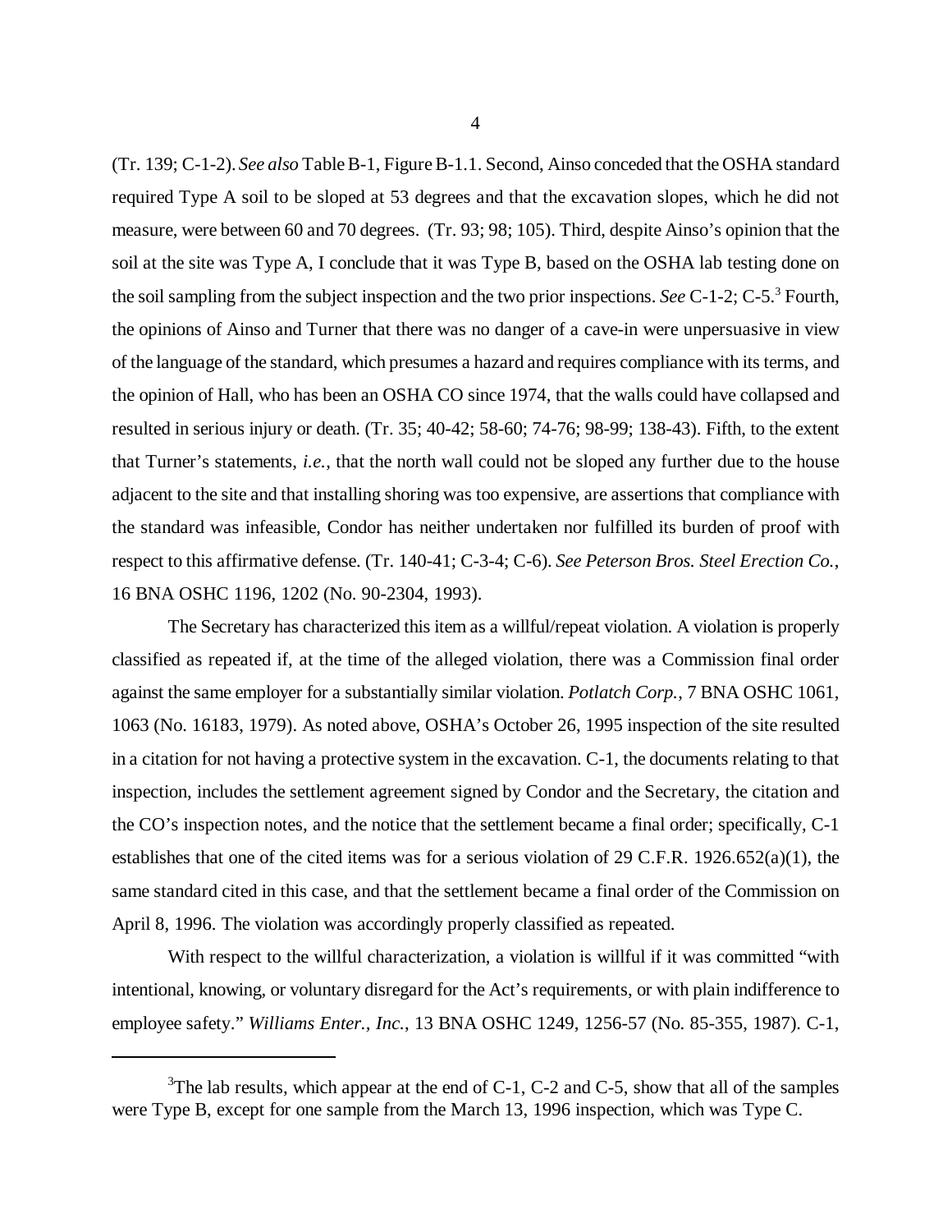(Tr. 139; C-1-2). *See also* Table B-1, Figure B-1.1. Second, Ainso conceded that the OSHA standard required Type A soil to be sloped at 53 degrees and that the excavation slopes, which he did not measure, were between 60 and 70 degrees. (Tr. 93; 98; 105). Third, despite Ainso's opinion that the soil at the site was Type A, I conclude that it was Type B, based on the OSHA lab testing done on the soil sampling from the subject inspection and the two prior inspections. *See* C-1-2; C-5.[3] Fourth, the opinions of Ainso and Turner that there was no danger of a cave-in were unpersuasive in view of the language of the standard, which presumes a hazard and requires compliance with its terms, and the opinion of Hall, who has been an OSHA CO since 1974, that the walls could have collapsed and resulted in serious injury or death. (Tr. 35; 40-42; 58-60; 74-76; 98-99; 138-43). Fifth, to the extent that Turner's statements, *i.e.*, that the north wall could not be sloped any further due to the house adjacent to the site and that installing shoring was too expensive, are assertions that compliance with the standard was infeasible, Condor has neither undertaken nor fulfilled its burden of proof with respect to this affirmative defense. (Tr. 140-41; C-3-4; C-6). *See Peterson Bros. Steel Erection Co.*, 16 BNA OSHC 1196, 1202 (No. 90-2304, 1993).

The Secretary has characterized this item as a willful/repeat violation. A violation is properly classified as repeated if, at the time of the alleged violation, there was a Commission final order against the same employer for a substantially similar violation. *Potlatch Corp.*, 7 BNA OSHC 1061, 1063 (No. 16183, 1979). As noted above, OSHA's October 26, 1995 inspection of the site resulted in a citation for not having a protective system in the excavation. C-1, the documents relating to that inspection, includes the settlement agreement signed by Condor and the Secretary, the citation and the CO's inspection notes, and the notice that the settlement became a final order; specifically, C-1 establishes that one of the cited items was for a serious violation of 29 C.F.R. 1926.652(a)(1), the same standard cited in this case, and that the settlement became a final order of the Commission on April 8, 1996. The violation was accordingly properly classified as repeated.

With respect to the willful characterization, a violation is willful if it was committed "with intentional, knowing, or voluntary disregard for the Act's requirements, or with plain indifference to employee safety." *Williams Enter., Inc.*, 13 BNA OSHC 1249, 1256-57 (No. 85-355, 1987). C-1,

[3]The lab results, which appear at the end of C-1, C-2 and C-5, show that all of the samples were Type B, except for one sample from the March 13, 1996 inspection, which was Type C.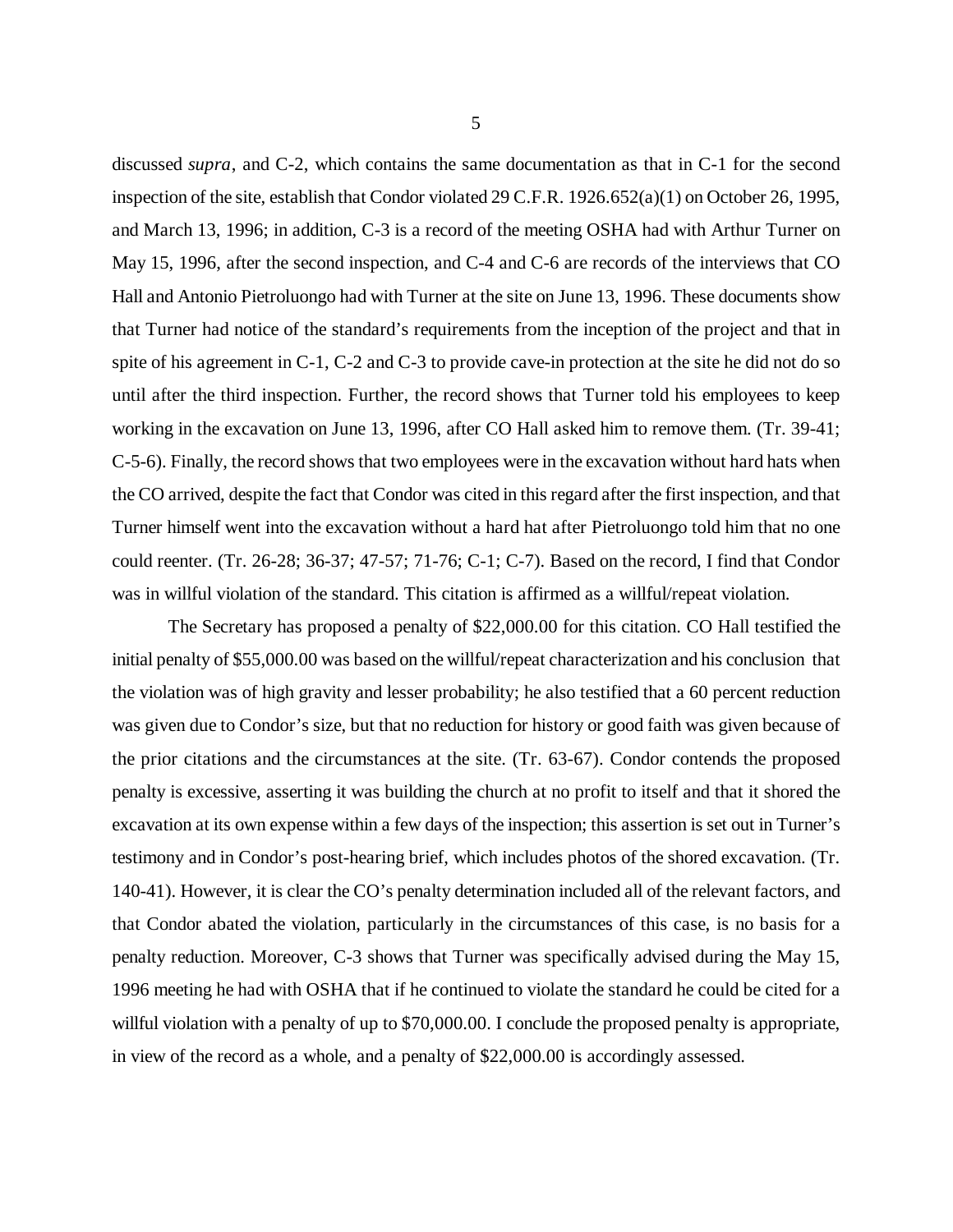discussed *supra*, and C-2, which contains the same documentation as that in C-1 for the second inspection of the site, establish that Condor violated 29 C.F.R. 1926.652(a)(1) on October 26, 1995, and March 13, 1996; in addition, C-3 is a record of the meeting OSHA had with Arthur Turner on May 15, 1996, after the second inspection, and C-4 and C-6 are records of the interviews that CO Hall and Antonio Pietroluongo had with Turner at the site on June 13, 1996. These documents show that Turner had notice of the standard's requirements from the inception of the project and that in spite of his agreement in C-1, C-2 and C-3 to provide cave-in protection at the site he did not do so until after the third inspection. Further, the record shows that Turner told his employees to keep working in the excavation on June 13, 1996, after CO Hall asked him to remove them. (Tr. 39-41; C-5-6). Finally, the record shows that two employees were in the excavation without hard hats when the CO arrived, despite the fact that Condor was cited in this regard after the first inspection, and that Turner himself went into the excavation without a hard hat after Pietroluongo told him that no one could reenter. (Tr. 26-28; 36-37; 47-57; 71-76; C-1; C-7). Based on the record, I find that Condor was in willful violation of the standard. This citation is affirmed as a willful/repeat violation.

The Secretary has proposed a penalty of $22,000.00 for this citation. CO Hall testified the initial penalty of $55,000.00 was based on the willful/repeat characterization and his conclusion that the violation was of high gravity and lesser probability; he also testified that a 60 percent reduction was given due to Condor's size, but that no reduction for history or good faith was given because of the prior citations and the circumstances at the site. (Tr. 63-67). Condor contends the proposed penalty is excessive, asserting it was building the church at no profit to itself and that it shored the excavation at its own expense within a few days of the inspection; this assertion is set out in Turner's testimony and in Condor's post-hearing brief, which includes photos of the shored excavation. (Tr. 140-41). However, it is clear the CO's penalty determination included all of the relevant factors, and that Condor abated the violation, particularly in the circumstances of this case, is no basis for a penalty reduction. Moreover, C-3 shows that Turner was specifically advised during the May 15, 1996 meeting he had with OSHA that if he continued to violate the standard he could be cited for a willful violation with a penalty of up to $70,000.00. I conclude the proposed penalty is appropriate, in view of the record as a whole, and a penalty of $22,000.00 is accordingly assessed.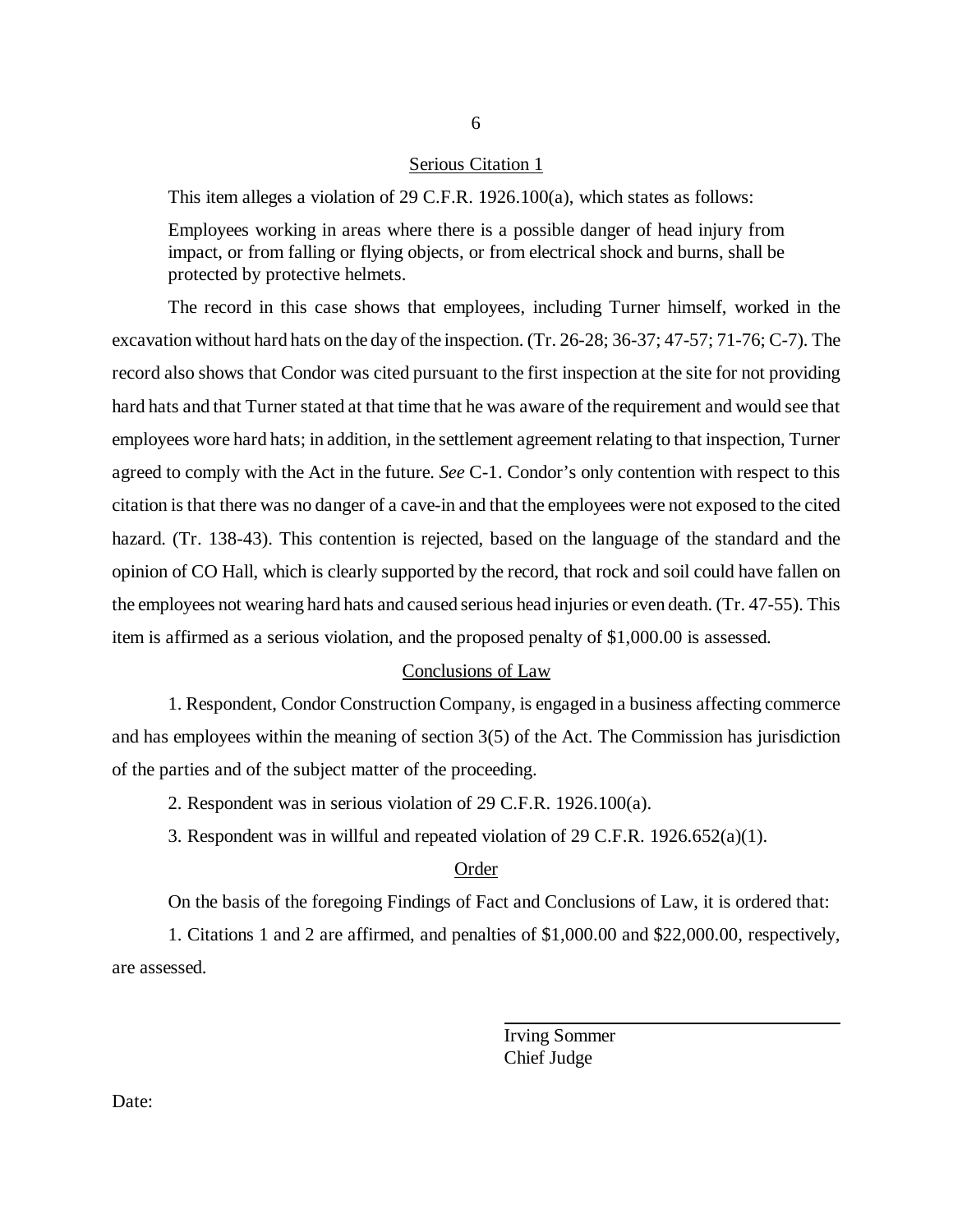## Serious Citation 1

This item alleges a violation of 29 C.F.R. 1926.100(a), which states as follows:

> Employees working in areas where there is a possible danger of head injury from impact, or from falling or flying objects, or from electrical shock and burns, shall be protected by protective helmets.

The record in this case shows that employees, including Turner himself, worked in the excavation without hard hats on the day of the inspection. (Tr. 26-28; 36-37; 47-57; 71-76; C-7). The record also shows that Condor was cited pursuant to the first inspection at the site for not providing hard hats and that Turner stated at that time that he was aware of the requirement and would see that employees wore hard hats; in addition, in the settlement agreement relating to that inspection, Turner agreed to comply with the Act in the future. *See* C-1. Condor's only contention with respect to this citation is that there was no danger of a cave-in and that the employees were not exposed to the cited hazard. (Tr. 138-43). This contention is rejected, based on the language of the standard and the opinion of CO Hall, which is clearly supported by the record, that rock and soil could have fallen on the employees not wearing hard hats and caused serious head injuries or even death. (Tr. 47-55). This item is affirmed as a serious violation, and the proposed penalty of $1,000.00 is assessed.

## Conclusions of Law

1. Respondent, Condor Construction Company, is engaged in a business affecting commerce and has employees within the meaning of section 3(5) of the Act. The Commission has jurisdiction of the parties and of the subject matter of the proceeding.

2. Respondent was in serious violation of 29 C.F.R. 1926.100(a).

3. Respondent was in willful and repeated violation of 29 C.F.R. 1926.652(a)(1).

## Order

On the basis of the foregoing Findings of Fact and Conclusions of Law, it is ordered that:

1. Citations 1 and 2 are affirmed, and penalties of $1,000.00 and $22,000.00, respectively, are assessed.

Irving Sommer
Chief Judge

Date: